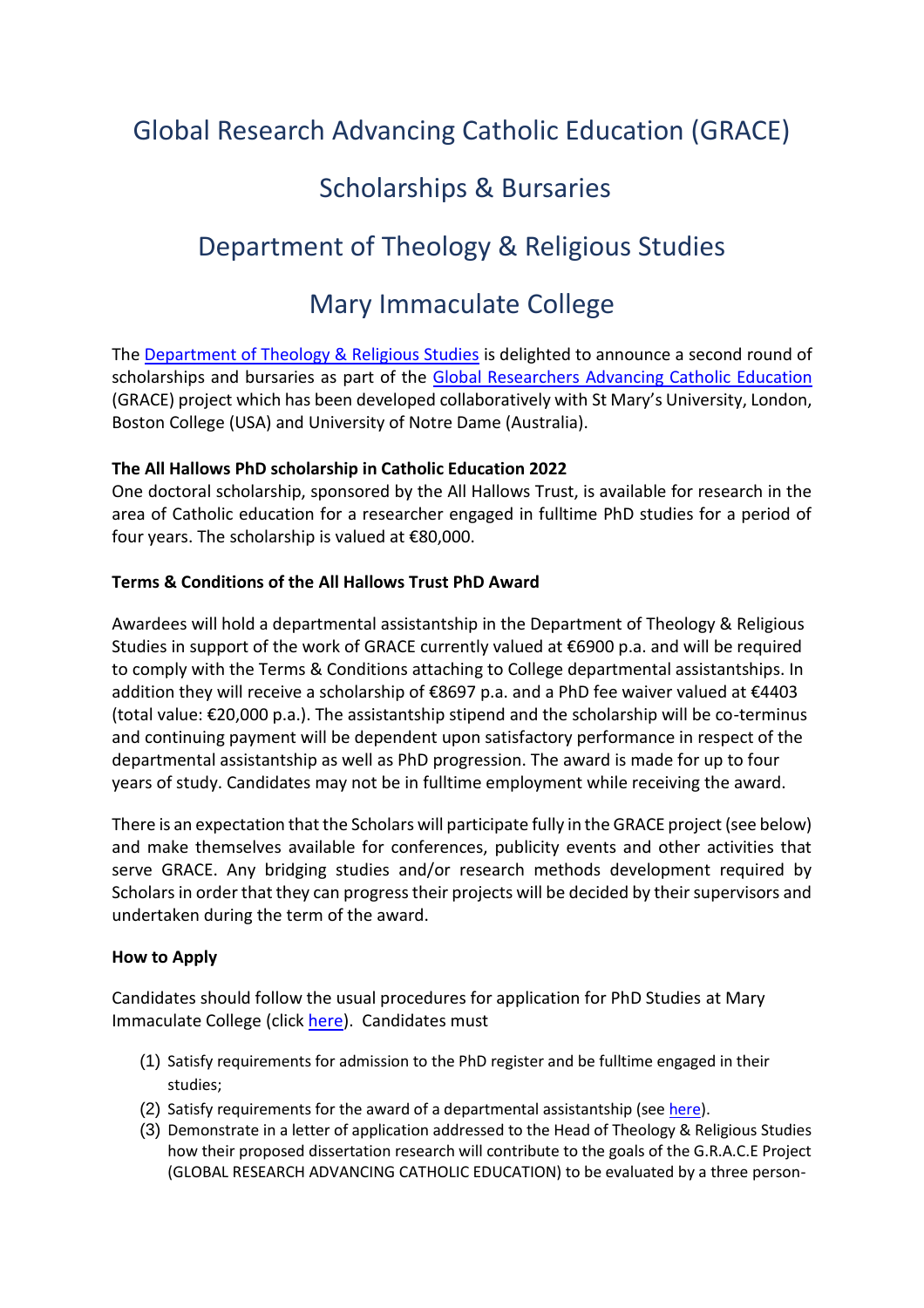# Global Research Advancing Catholic Education (GRACE)

# Scholarships & Bursaries

# Department of Theology & Religious Studies

# Mary Immaculate College

The Department of Theology & Religious Studies is delighted to announce a second round of scholarships and bursaries as part of the Global Researchers Advancing Catholic Education (GRACE) project which has been developed collaboratively with St Mary's University, London, Boston College (USA) and University of Notre Dame (Australia).

**The All Hallows PhD scholarship in Catholic Education 2022**

One doctoral scholarship, sponsored by the All Hallows Trust, is available for research in the area of Catholic education for a researcher engaged in fulltime PhD studies for a period of four years. The scholarship is valued at €80,000.

**Terms & Conditions of the All Hallows Trust PhD Award**

Awardees will hold a departmental assistantship in the Department of Theology & Religious Studies in support of the work of GRACE currently valued at €6900 p.a. and will be required to comply with the Terms & Conditions attaching to College departmental assistantships. In addition they will receive a scholarship of €8697 p.a. and a PhD fee waiver valued at €4403 (total value: €20,000 p.a.). The assistantship stipend and the scholarship will be co-terminus and continuing payment will be dependent upon satisfactory performance in respect of the departmental assistantship as well as PhD progression. The award is made for up to four years of study. Candidates may not be in fulltime employment while receiving the award.

There is an expectation that the Scholars will participate fully in the GRACE project (see below) and make themselves available for conferences, publicity events and other activities that serve GRACE. Any bridging studies and/or research methods development required by Scholars in order that they can progress their projects will be decided by their supervisors and undertaken during the term of the award.

**How to Apply**

Candidates should follow the usual procedures for application for PhD Studies at Mary Immaculate College (click here). Candidates must

(1) Satisfy requirements for admission to the PhD register and be fulltime engaged in their studies;
(2) Satisfy requirements for the award of a departmental assistantship (see here).
(3) Demonstrate in a letter of application addressed to the Head of Theology & Religious Studies how their proposed dissertation research will contribute to the goals of the G.R.A.C.E Project (GLOBAL RESEARCH ADVANCING CATHOLIC EDUCATION) to be evaluated by a three person-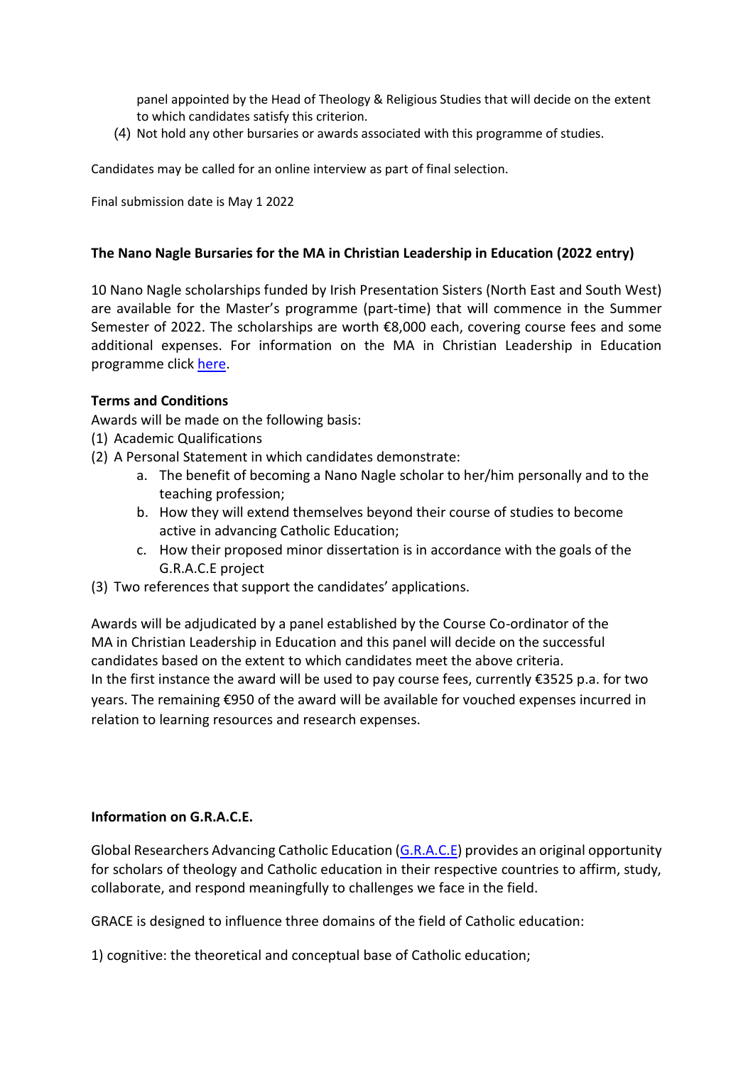panel appointed by the Head of Theology & Religious Studies that will decide on the extent to which candidates satisfy this criterion.

(4) Not hold any other bursaries or awards associated with this programme of studies.

Candidates may be called for an online interview as part of final selection.

Final submission date is May 1 2022

**The Nano Nagle Bursaries for the MA in Christian Leadership in Education (2022 entry)**

10 Nano Nagle scholarships funded by Irish Presentation Sisters (North East and South West) are available for the Master's programme (part-time) that will commence in the Summer Semester of 2022. The scholarships are worth €8,000 each, covering course fees and some additional expenses. For information on the MA in Christian Leadership in Education programme click here.

**Terms and Conditions**

Awards will be made on the following basis:

(1) Academic Qualifications

(2) A Personal Statement in which candidates demonstrate:

  a. The benefit of becoming a Nano Nagle scholar to her/him personally and to the teaching profession;
  b. How they will extend themselves beyond their course of studies to become active in advancing Catholic Education;
  c. How their proposed minor dissertation is in accordance with the goals of the G.R.A.C.E project

(3) Two references that support the candidates' applications.

Awards will be adjudicated by a panel established by the Course Co-ordinator of the MA in Christian Leadership in Education and this panel will decide on the successful candidates based on the extent to which candidates meet the above criteria.
In the first instance the award will be used to pay course fees, currently €3525 p.a. for two years. The remaining €950 of the award will be available for vouched expenses incurred in relation to learning resources and research expenses.

**Information on G.R.A.C.E.**

Global Researchers Advancing Catholic Education (G.R.A.C.E) provides an original opportunity for scholars of theology and Catholic education in their respective countries to affirm, study, collaborate, and respond meaningfully to challenges we face in the field.

GRACE is designed to influence three domains of the field of Catholic education:

1) cognitive: the theoretical and conceptual base of Catholic education;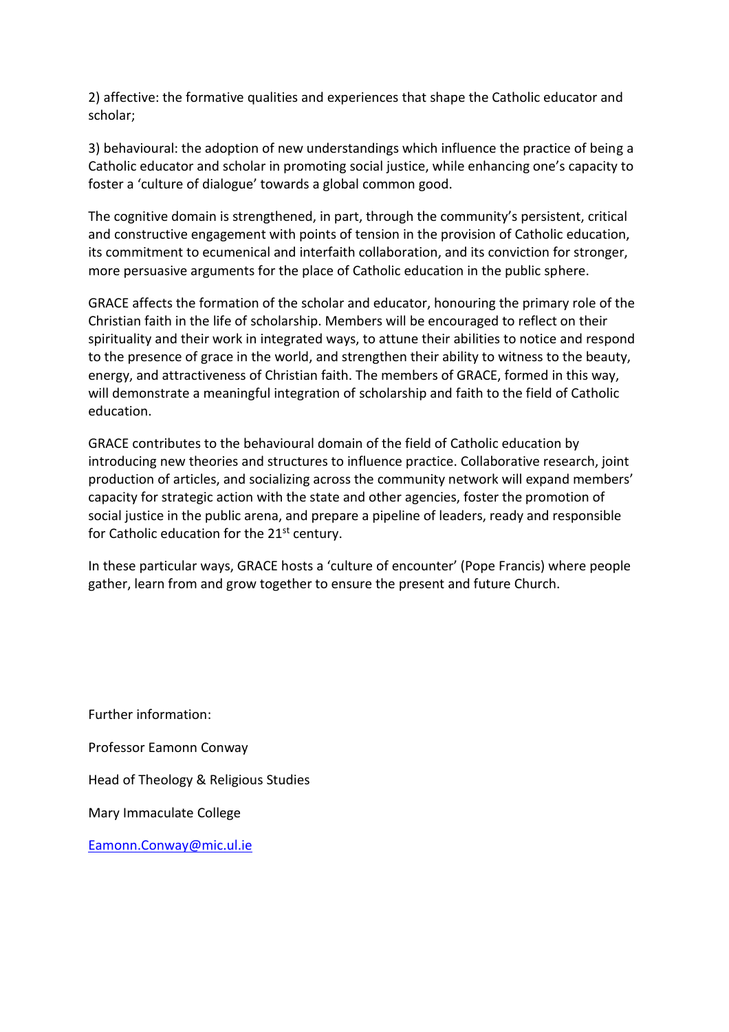2) affective: the formative qualities and experiences that shape the Catholic educator and scholar;

3) behavioural: the adoption of new understandings which influence the practice of being a Catholic educator and scholar in promoting social justice, while enhancing one's capacity to foster a 'culture of dialogue' towards a global common good.

The cognitive domain is strengthened, in part, through the community's persistent, critical and constructive engagement with points of tension in the provision of Catholic education, its commitment to ecumenical and interfaith collaboration, and its conviction for stronger, more persuasive arguments for the place of Catholic education in the public sphere.

GRACE affects the formation of the scholar and educator, honouring the primary role of the Christian faith in the life of scholarship. Members will be encouraged to reflect on their spirituality and their work in integrated ways, to attune their abilities to notice and respond to the presence of grace in the world, and strengthen their ability to witness to the beauty, energy, and attractiveness of Christian faith. The members of GRACE, formed in this way, will demonstrate a meaningful integration of scholarship and faith to the field of Catholic education.

GRACE contributes to the behavioural domain of the field of Catholic education by introducing new theories and structures to influence practice. Collaborative research, joint production of articles, and socializing across the community network will expand members' capacity for strategic action with the state and other agencies, foster the promotion of social justice in the public arena, and prepare a pipeline of leaders, ready and responsible for Catholic education for the 21st century.

In these particular ways, GRACE hosts a 'culture of encounter' (Pope Francis) where people gather, learn from and grow together to ensure the present and future Church.

Further information:

Professor Eamonn Conway

Head of Theology & Religious Studies

Mary Immaculate College

Eamonn.Conway@mic.ul.ie